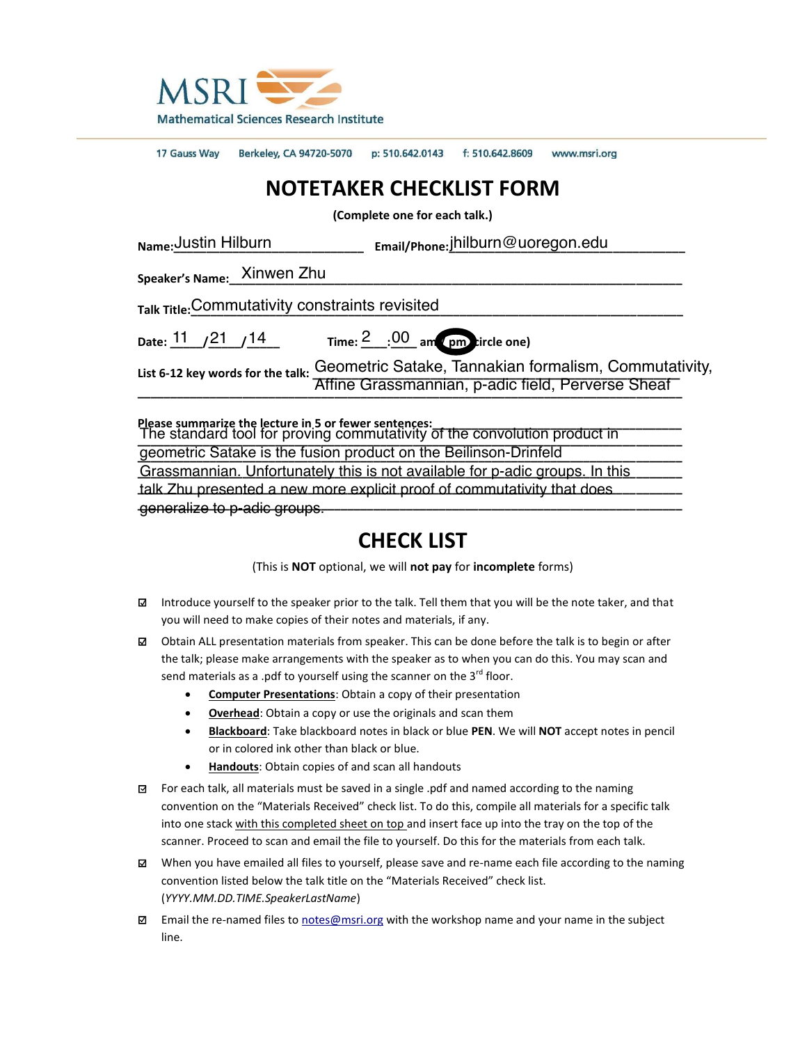MSRI
Mathematical Sciences Research Institute

17 Gauss Way Berkeley, CA 94720-5070 p: 510.642.0143 f: 510.642.8609 www.msri.org

# NOTETAKER CHECKLIST FORM

**(Complete one for each talk.)**

**Name:** Justin Hilburn **Email/Phone:** jhilburn@uoregon.edu

**Speaker's Name:** Xinwen Zhu

**Talk Title:** Commutativity constraints revisited

**Date:** 11 / 21 / 14 **Time:** 2 : 00 am / **pm** (circle one)

**List 6-12 key words for the talk:** Geometric Satake, Tannakian formalism, Commutativity, Affine Grassmannian, p-adic field, Perverse Sheaf

**Please summarize the lecture in 5 or fewer sentences:** The standard tool for proving commutativity of the convolution product in geometric Satake is the fusion product on the Beilinson-Drinfeld Grassmannian. Unfortunately this is not available for p-adic groups. In this talk Zhu presented a new more explicit proof of commutativity that does generalize to p-adic groups.

# CHECK LIST

(This is **NOT** optional, we will **not pay** for **incomplete** forms)

- ☑ Introduce yourself to the speaker prior to the talk. Tell them that you will be the note taker, and that you will need to make copies of their notes and materials, if any.
- ☑ Obtain ALL presentation materials from speaker. This can be done before the talk is to begin or after the talk; please make arrangements with the speaker as to when you can do this. You may scan and send materials as a .pdf to yourself using the scanner on the 3rd floor.
  - **Computer Presentations**: Obtain a copy of their presentation
  - **Overhead**: Obtain a copy or use the originals and scan them
  - **Blackboard**: Take blackboard notes in black or blue **PEN**. We will **NOT** accept notes in pencil or in colored ink other than black or blue.
  - **Handouts**: Obtain copies of and scan all handouts
- ☑ For each talk, all materials must be saved in a single .pdf and named according to the naming convention on the "Materials Received" check list. To do this, compile all materials for a specific talk into one stack with this completed sheet on top and insert face up into the tray on the top of the scanner. Proceed to scan and email the file to yourself. Do this for the materials from each talk.
- ☑ When you have emailed all files to yourself, please save and re-name each file according to the naming convention listed below the talk title on the "Materials Received" check list. (*YYYY.MM.DD.TIME.SpeakerLastName*)
- ☑ Email the re-named files to notes@msri.org with the workshop name and your name in the subject line.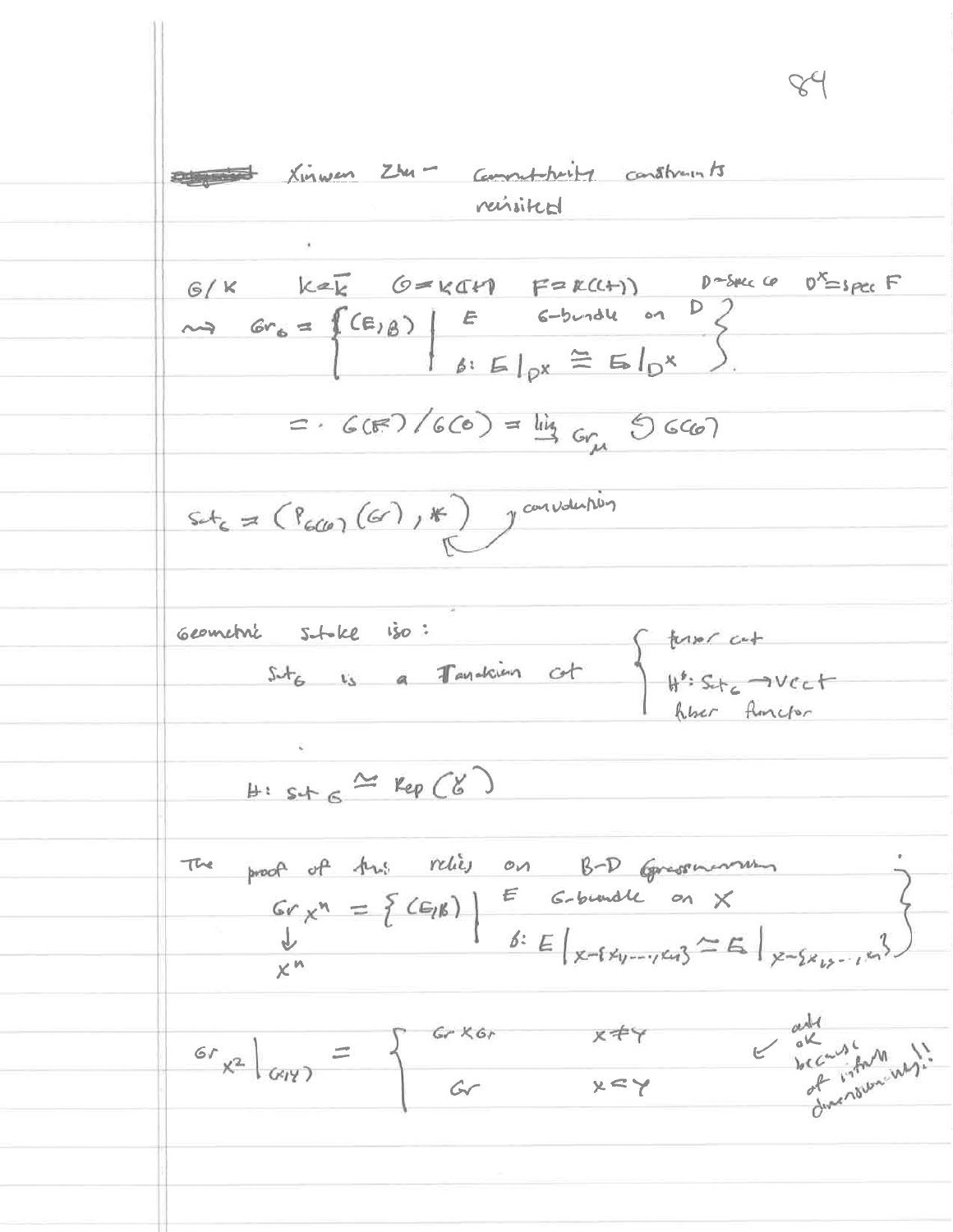## Xinwen Zhu – Commutativity constraints revisited

$G/k \quad k = \bar{k} \quad \mathcal{O} = k[[t]] \quad F = k((t)) \quad D = \operatorname{Spec} \mathcal{O} \quad D^\times = \operatorname{Spec} F$

$$\rightsquigarrow \quad Gr_G = \left\{ (E, \beta) \;\middle|\; \begin{array}{l} E \quad G\text{-bundle on } D \\ \beta : E|_{D^\times} \cong E_0|_{D^\times} \end{array} \right\}.$$

$$= G(F)/G(\mathcal{O}) = \varinjlim Gr_\mu \circlearrowleft G(\mathcal{O})$$

$Sat_G = (P_{G(\mathcal{O})}(Gr), *)$ ← convolution

Geometric Satake iso:

$Sat_G$ is a Tannakian cat $\left\{ \begin{array}{l} \text{tensor cat} \\ H^*: Sat_G \to Vect \\ \text{fiber functor} \end{array} \right.$

$H: Sat_G \cong Rep(\check{G})$

The proof of this relies on B-D Grassmannian

$$Gr_{X^n} = \left\{ (E, \beta) \;\middle|\; \begin{array}{l} E \quad G\text{-bundle on } X \\ \beta : E|_{X - \{x_1, \ldots, x_n\}} \cong E_0|_{X - \{x_1, \ldots, x_n\}} \end{array} \right\}$$

$\downarrow$

$X^n$

$$Gr_{X^2}\big|_{(x,y)} = \begin{cases} Gr \times Gr & x \neq y \\ Gr & x = y \end{cases}$$

← odd ok because of infinite dimensionality!!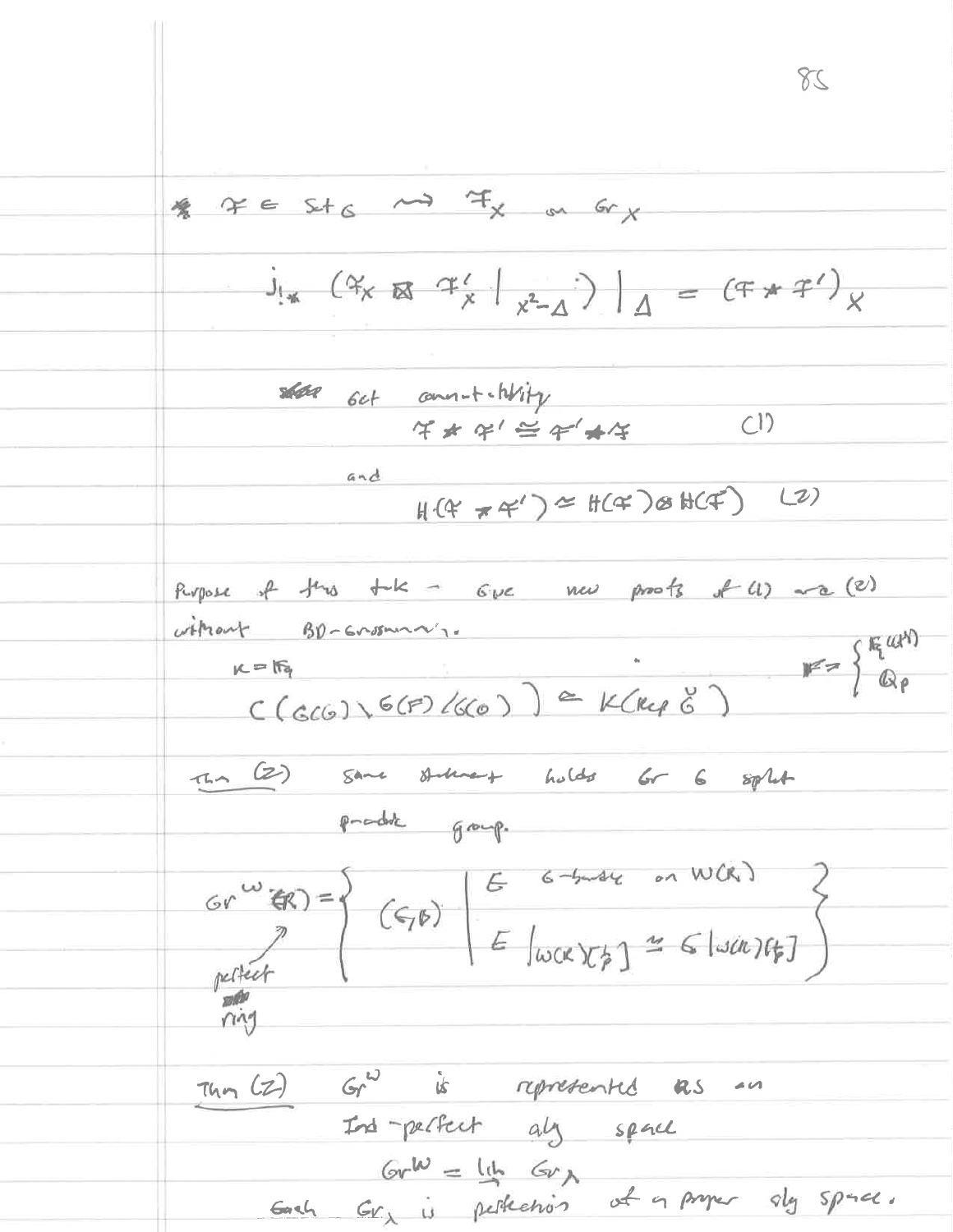$\mathcal{F} \in \mathrm{Sat}_G \rightsquigarrow \mathcal{F}_X$ on $\mathrm{Gr}_X$

$$j_{!*}\left(\mathcal{F}_X \boxtimes \mathcal{F}'_X \big|_{X^2-\Delta}\right)\Big|_\Delta = (\mathcal{F} * \mathcal{F}')_X$$

Get commutativity

$$\mathcal{F} * \mathcal{F}' \cong \mathcal{F}' * \mathcal{F} \qquad (1)$$

and

$$H(\mathcal{F} * \mathcal{F}') \simeq H(\mathcal{F}) \otimes H(\mathcal{F}') \qquad (2)$$

Purpose of this talk – Give new proofs of (1) and (2) without BD-Grassmannian.

$k = \mathbb{F}_q$

$$C(G(\mathcal{O}) \backslash G(F) / G(\mathcal{O})) \simeq K(\mathrm{Rep}\, \check{G}) \qquad F = \begin{cases} \mathbb{F}_q((t)) \\ \mathbb{Q}_p \end{cases}$$

Thm (Z) Same statement holds for $G$ split product group.

$$\mathrm{Gr}^W(R) = \left\{ (\mathcal{E}, \beta) \;\middle|\; \begin{array}{l} \mathcal{E} \text{ } G\text{-bundle on } W(R) \\ \mathcal{E}|_{W(R)[\frac{1}{p}]} \simeq G|_{W(R)[\frac{1}{p}]} \end{array} \right\}$$

($R$ perfect ring)

Thm (Z) $\mathrm{Gr}^W$ is represented as an Ind-perfect alg space

$$\mathrm{Gr}^W = \varinjlim \mathrm{Gr}_\lambda$$

Each $\mathrm{Gr}_\lambda$ is perfection of a proper alg space.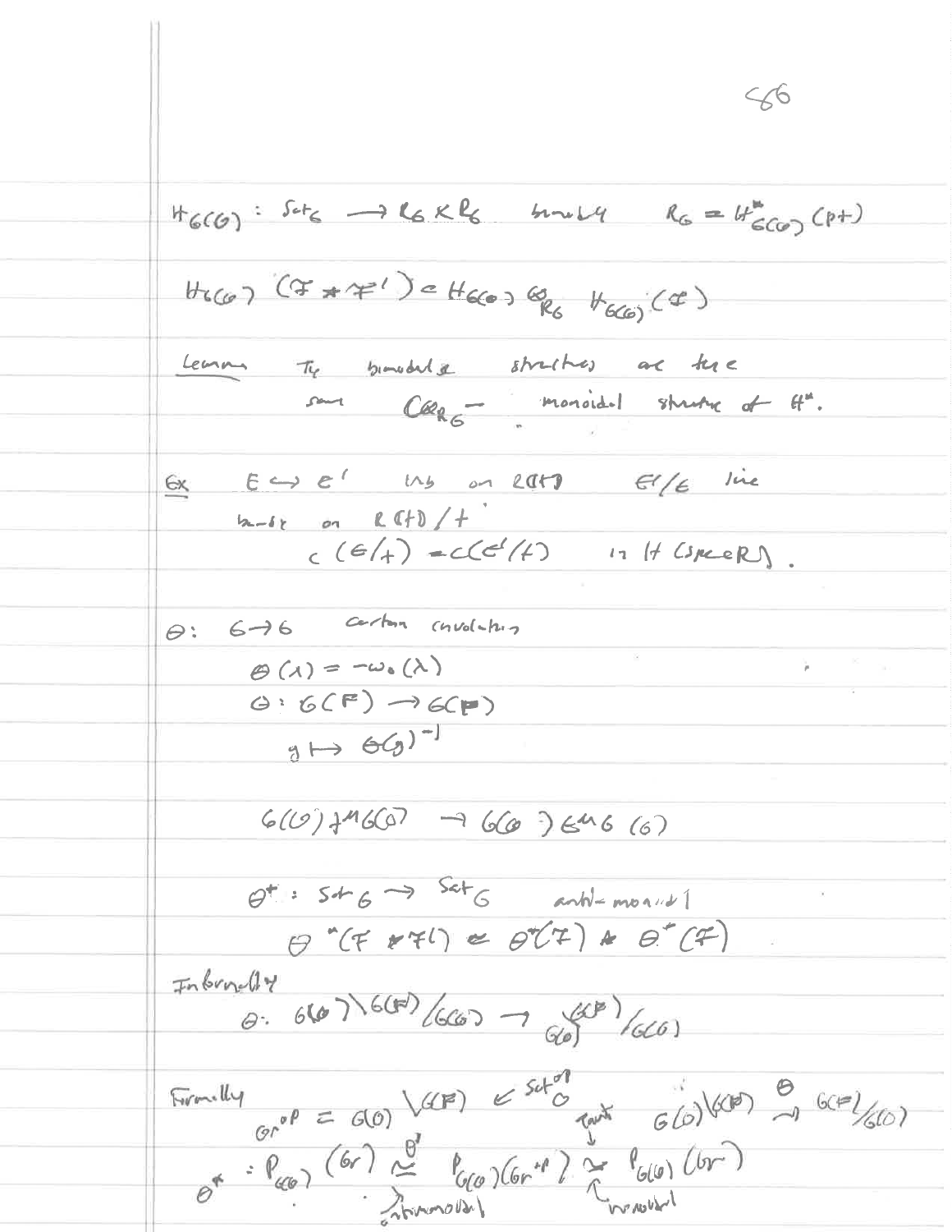$H_{G(O)} : Sat_G \to R_G \times R_G$ bimodule $R_G = H^*_{G(O)}(pt)$

$H_{G(O)}(\mathcal{F} * \mathcal{F}') = H_{G(O)} \otimes_{R_G} H_{G(O)}(\mathcal{F})$

Lemma The bimodule structures are the same $\mathbb{C}\otimes_{R_G}$ - monoidal structure of $H^*$.

Ex $E \hookrightarrow E'$ VBs on $R(t)$ $E'/E$ line bundle on $R(t)/t$

$c(E/t) = c(E'/t)$ in $H(\operatorname{Spec} R)$.

$\theta : G \to G$ Cartan involution

$\theta(\lambda) = -w_0(\lambda)$

$\theta : G(F) \to G(F)$

$g \mapsto \theta(g)^{-1}$

$G(O) t^\lambda G(O) \to G(O) t^{-\lambda} G(O)$

$\theta^* : Sat_G \to Sat_G$ anti-monoidal

$\theta^*(\mathcal{F} * \mathcal{F}') \cong \theta^*(\mathcal{F}') * \theta^*(\mathcal{F})$

Informally

$\theta : G(O) \backslash G(F) / G(O) \to G(O) \backslash G(F) / G(O)$

Formally $Gr^{op} = G(O) \backslash G(F) \in Set^{op}_O$ $G(O) \backslash G(F) \xrightarrow{\theta} G(F)/G(O)$ (Twist)

$\theta^* : P_{G(O)}(Gr) \underset{\text{antimonoidal}}{\overset{\theta^*}{\cong}} P_{G(O)}(Gr^{op}) \underset{\text{monoidal}}{\cong} P_{G(O)}(Gr)$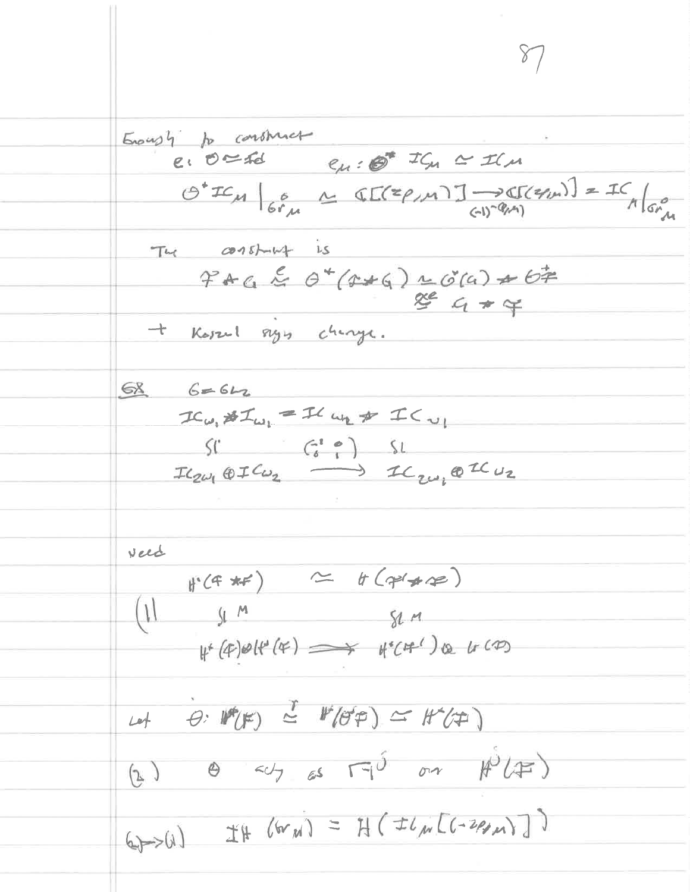Enough to construct

$$e: \Theta \simeq \mathrm{Id} \qquad e_\mu : \Theta^* IC_\mu \simeq IC_\mu$$

$$\Theta^* IC_\mu \big|_{Gr^\circ_\mu} \simeq \mathbb{C}[(2\rho,\mu)] \xrightarrow[(-1)^{(\rho,\mu)}]{} \mathbb{C}[(2\rho,\mu)] = IC_\mu\big|_{Gr^\circ_\mu}$$

The construct is

$$\mathcal{F} * \mathcal{G} \overset{e}{\simeq} \Theta^*(\mathcal{F} * \mathcal{G}) \simeq \Theta^*(\mathcal{G}) * \Theta^* \mathcal{F}$$
$$\overset{e}{\simeq} \mathcal{G} * \mathcal{F}$$

+ Koszul sign change.

<u>Ex</u> $G = GL_2$

$$IC_{\omega_1} * IC_{\omega_1} = IC_{\omega_1} * IC_{\omega_1}$$

$$\begin{matrix} \wr\!\wr & \begin{pmatrix} -1 & 0 \\ 0 & 1 \end{pmatrix} & \wr\!\wr \\ IC_{2\omega_1} \oplus IC_{\omega_2} & \longrightarrow & IC_{2\omega_1} \oplus IC_{\omega_2} \end{matrix}$$

Need

$$(1) \quad \begin{matrix} H^*(\mathcal{F} * \mathcal{F}') & \simeq & H(\mathcal{F}' * \mathcal{F}) \\ \wr\!\wr\, M & & \wr\!\wr\, M \\ H^*(\mathcal{F}) \otimes H^*(\mathcal{F}') & \longrightarrow & H^*(\mathcal{F}') \otimes H(\mathcal{F}) \end{matrix}$$

Let $\theta : H^*(\mathcal{F}) \overset{\tau}{\simeq} H^*(\Theta^* \mathcal{F}) \simeq H^*(\mathcal{F})$

(2) $\theta$ acts as $(-1)^j$ on $H^j(\mathcal{F})$

$(2) \Rightarrow (1)$ $\quad IH(Gr_\mu) = H(IC_\mu[(-2\rho,\mu)])$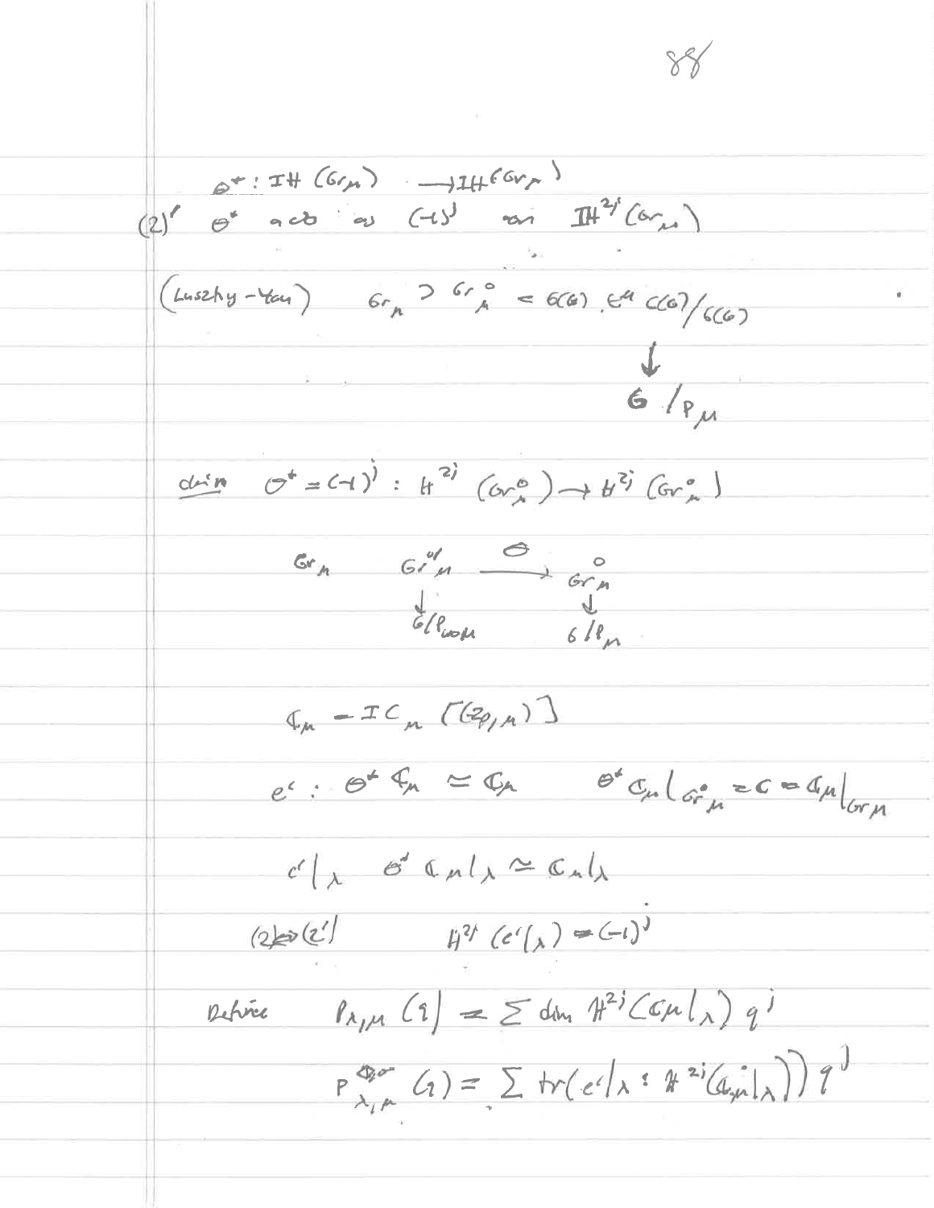$\theta^*: IH(Gr_\mu) \longrightarrow IH(Gr_\mu)$

(2)' $\theta^*$ acts as $(-1)^j$ on $IH^{2j}(Gr_\mu)$

(Lusztig–Yau) $\quad Gr_\mu \supset Gr_\mu^\circ = G(\mathcal{O})\, t^\mu\, G(\mathcal{O})/G(\mathcal{O})$

$$\downarrow$$

$$G/P_\mu$$

claim $\theta^* = (-1)^j : H^{2j}(Gr_\mu^\circ) \to H^{2j}(Gr_\mu^\circ)$

$$Gr_\mu \qquad Gr_\mu^{\circ} \xrightarrow{\ \theta\ } Gr_\mu^\circ$$

$$\downarrow \qquad\qquad \downarrow$$

$$G/P_{w_0\mu} \qquad G/P_\mu$$

$$\mathbb{C}_\mu = IC_\mu\,[\langle 2\rho, \mu\rangle]$$

$e' : \theta^* \mathbb{C}_\mu \simeq \mathbb{C}_\mu \qquad \theta^* \mathbb{C}_\mu|_{Gr_\mu^\circ} = \mathbb{C} = \mathbb{C}_\mu|_{Gr_\mu}$

$$e'|_\lambda \quad \theta^* \mathbb{C}_\mu|_\lambda \simeq \mathbb{C}_\mu|_\lambda$$

$(2) \Leftrightarrow (2') \qquad H^{2j}(e'|_\lambda) = (-1)^j$

Define $\quad P_{\lambda,\mu}(q) = \sum \dim H^{2j}(\mathbb{C}_\mu|_\lambda)\, q^j$

$$P_{\lambda,\mu}^{\theta}(q) = \sum \operatorname{tr}(e'|_\lambda : H^{2j}(\mathbb{C}_\mu|_\lambda))\, q^j$$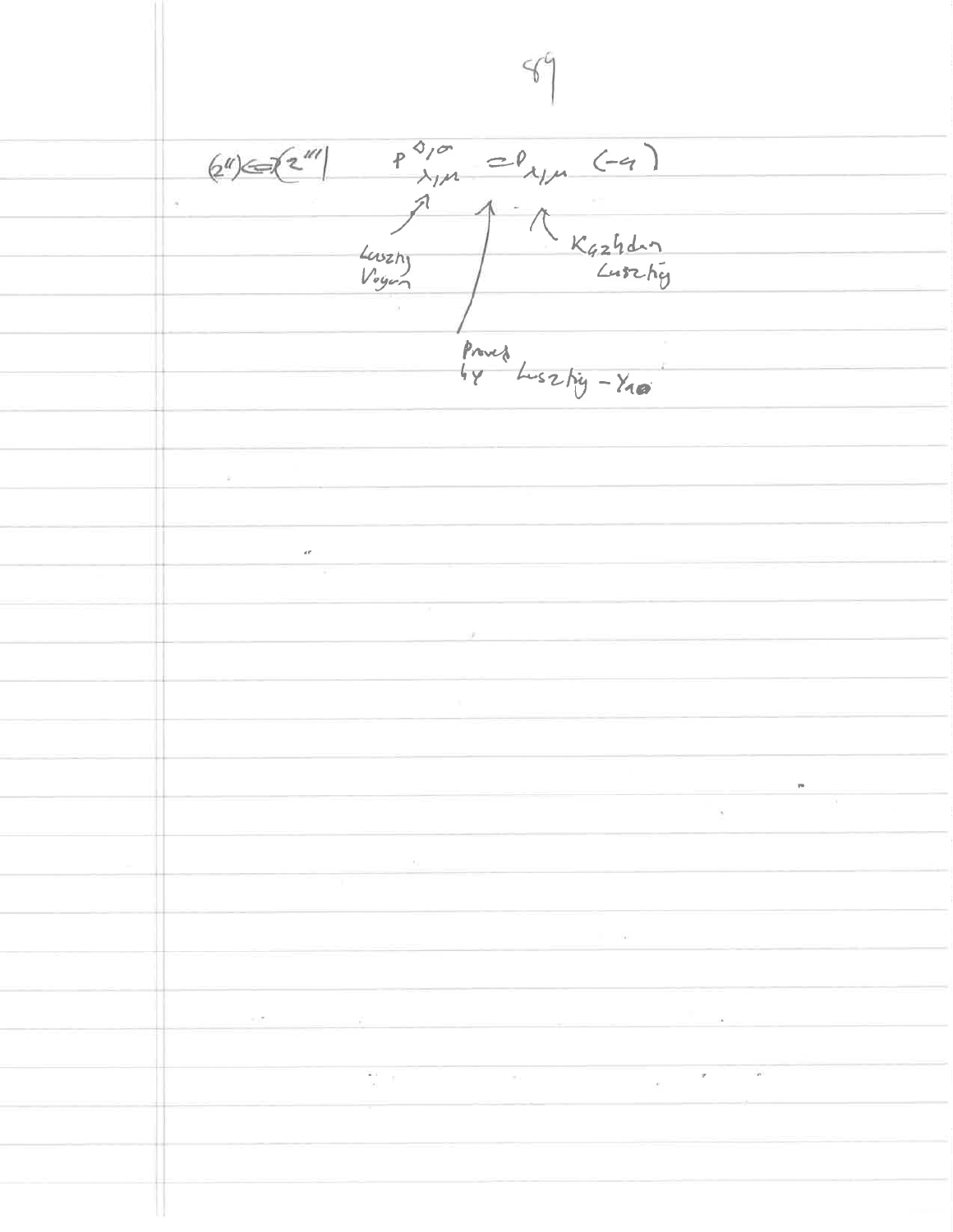$(2'') \Leftrightarrow (2''')$ $\quad P^{\Delta/\sigma}_{\lambda,\mu} = P_{\lambda,\mu}(-q)$

Lusztig Vogan

Kazhdan Lusztig

Proved by Lusztig – Yao